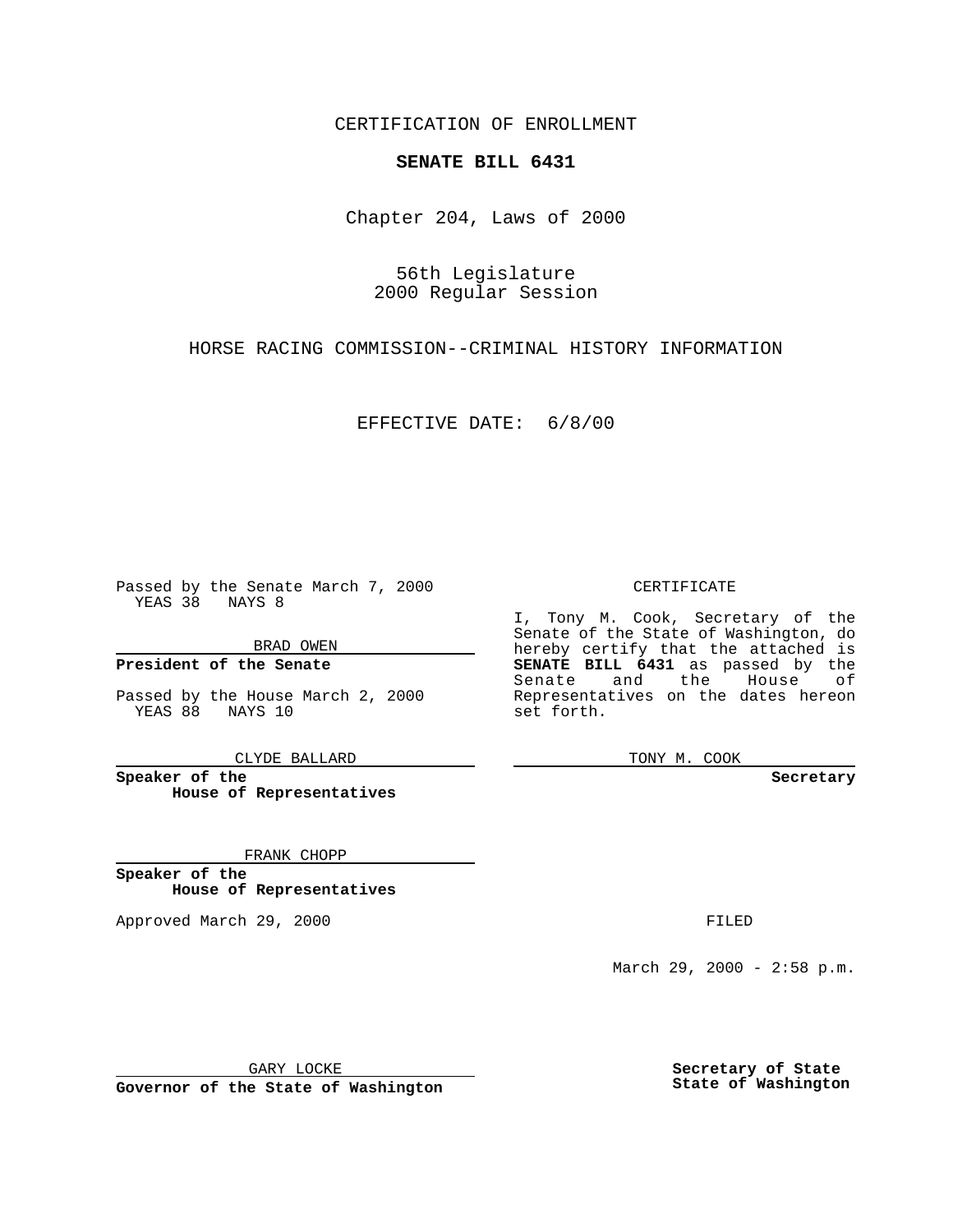CERTIFICATION OF ENROLLMENT

**SENATE BILL 6431**

Chapter 204, Laws of 2000

56th Legislature
2000 Regular Session

HORSE RACING COMMISSION--CRIMINAL HISTORY INFORMATION

EFFECTIVE DATE: 6/8/00

Passed by the Senate March 7, 2000
YEAS 38 NAYS 8

BRAD OWEN

**President of the Senate**

Passed by the House March 2, 2000
YEAS 88 NAYS 10

CLYDE BALLARD

**Speaker of the House of Representatives**

FRANK CHOPP

**Speaker of the House of Representatives**

Approved March 29, 2000

GARY LOCKE

**Governor of the State of Washington**

CERTIFICATE

I, Tony M. Cook, Secretary of the Senate of the State of Washington, do hereby certify that the attached is **SENATE BILL 6431** as passed by the Senate and the House of Representatives on the dates hereon set forth.

TONY M. COOK

**Secretary**

FILED

March 29, 2000 - 2:58 p.m.

**Secretary of State State of Washington**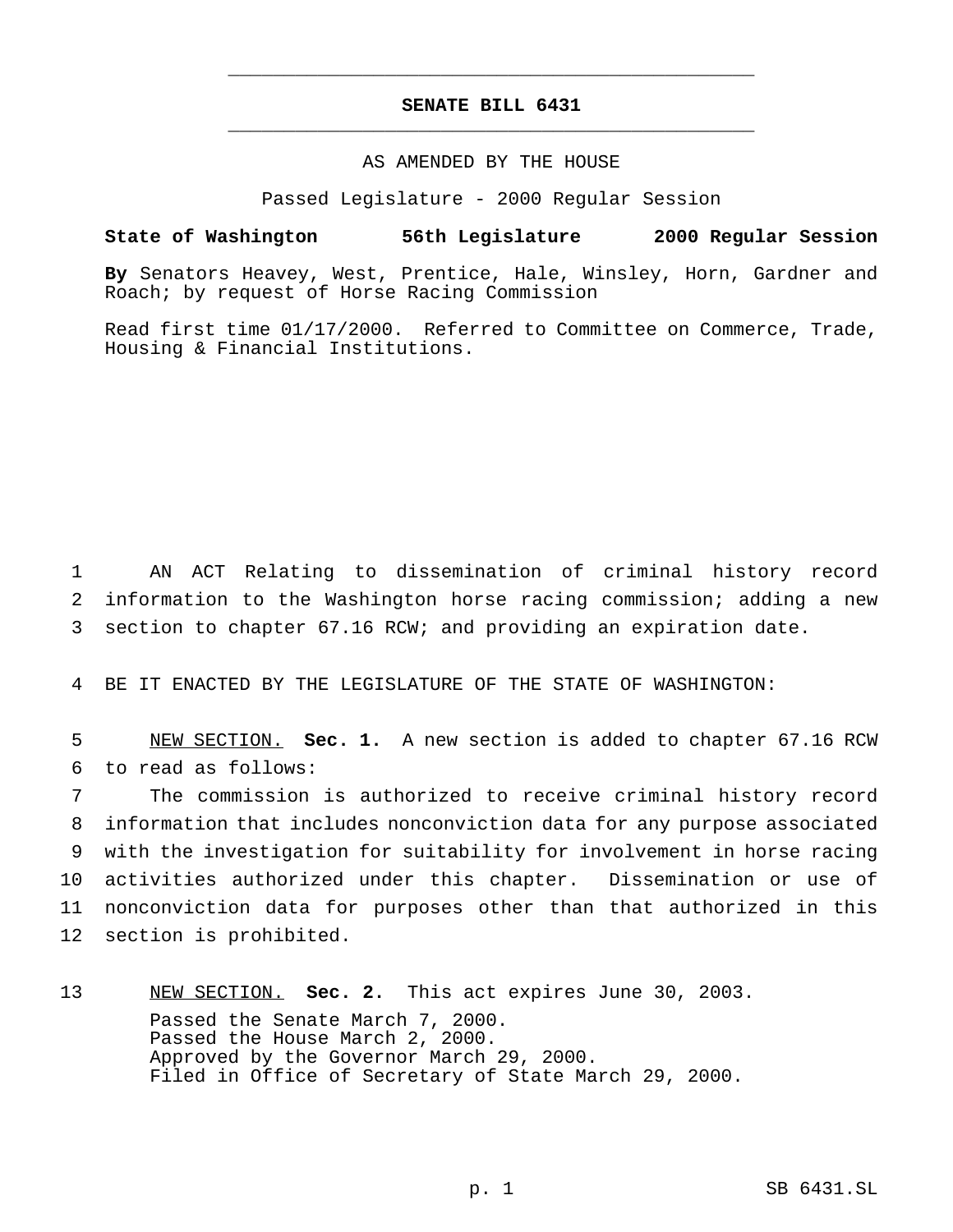# SENATE BILL 6431

AS AMENDED BY THE HOUSE

Passed Legislature - 2000 Regular Session

**State of Washington 56th Legislature 2000 Regular Session**

**By** Senators Heavey, West, Prentice, Hale, Winsley, Horn, Gardner and Roach; by request of Horse Racing Commission

Read first time 01/17/2000. Referred to Committee on Commerce, Trade, Housing & Financial Institutions.

AN ACT Relating to dissemination of criminal history record information to the Washington horse racing commission; adding a new section to chapter 67.16 RCW; and providing an expiration date.

BE IT ENACTED BY THE LEGISLATURE OF THE STATE OF WASHINGTON:

NEW SECTION. **Sec. 1.** A new section is added to chapter 67.16 RCW to read as follows:

The commission is authorized to receive criminal history record information that includes nonconviction data for any purpose associated with the investigation for suitability for involvement in horse racing activities authorized under this chapter. Dissemination or use of nonconviction data for purposes other than that authorized in this section is prohibited.

NEW SECTION. **Sec. 2.** This act expires June 30, 2003.

Passed the Senate March 7, 2000.
Passed the House March 2, 2000.
Approved by the Governor March 29, 2000.
Filed in Office of Secretary of State March 29, 2000.